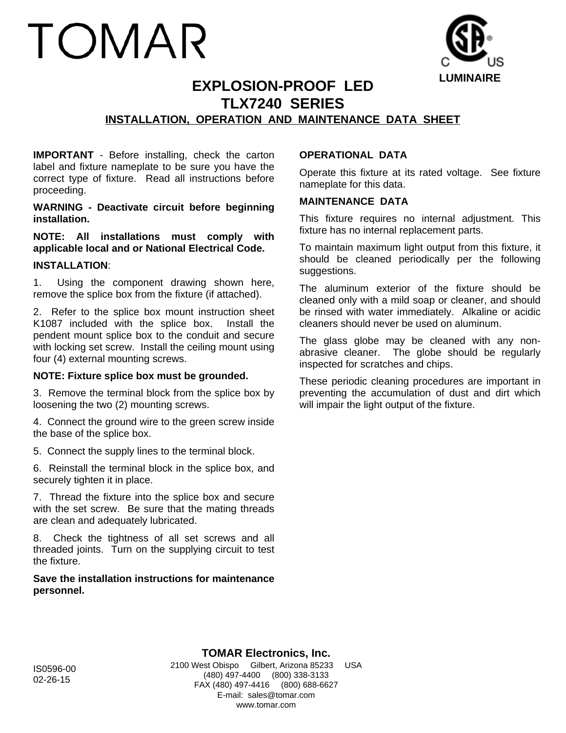# TOMAR

LUMINAIRE

## EXPLOSION-PROOF LED
## TLX7240 SERIES
### INSTALLATION, OPERATION AND MAINTENANCE DATA SHEET

**IMPORTANT** - Before installing, check the carton label and fixture nameplate to be sure you have the correct type of fixture. Read all instructions before proceeding.

**WARNING - Deactivate circuit before beginning installation.**

**NOTE: All installations must comply with applicable local and or National Electrical Code.**

**INSTALLATION**:

1. Using the component drawing shown here, remove the splice box from the fixture (if attached).

2. Refer to the splice box mount instruction sheet K1087 included with the splice box. Install the pendent mount splice box to the conduit and secure with locking set screw. Install the ceiling mount using four (4) external mounting screws.

**NOTE: Fixture splice box must be grounded.**

3. Remove the terminal block from the splice box by loosening the two (2) mounting screws.

4. Connect the ground wire to the green screw inside the base of the splice box.

5. Connect the supply lines to the terminal block.

6. Reinstall the terminal block in the splice box, and securely tighten it in place.

7. Thread the fixture into the splice box and secure with the set screw. Be sure that the mating threads are clean and adequately lubricated.

8. Check the tightness of all set screws and all threaded joints. Turn on the supplying circuit to test the fixture.

**Save the installation instructions for maintenance personnel.**

**OPERATIONAL DATA**

Operate this fixture at its rated voltage. See fixture nameplate for this data.

**MAINTENANCE DATA**

This fixture requires no internal adjustment. This fixture has no internal replacement parts.

To maintain maximum light output from this fixture, it should be cleaned periodically per the following suggestions.

The aluminum exterior of the fixture should be cleaned only with a mild soap or cleaner, and should be rinsed with water immediately. Alkaline or acidic cleaners should never be used on aluminum.

The glass globe may be cleaned with any non-abrasive cleaner. The globe should be regularly inspected for scratches and chips.

These periodic cleaning procedures are important in preventing the accumulation of dust and dirt which will impair the light output of the fixture.

IS0596-00
02-26-15

**TOMAR Electronics, Inc.**
2100 West Obispo Gilbert, Arizona 85233 USA
(480) 497-4400 (800) 338-3133
FAX (480) 497-4416 (800) 688-6627
E-mail: sales@tomar.com
www.tomar.com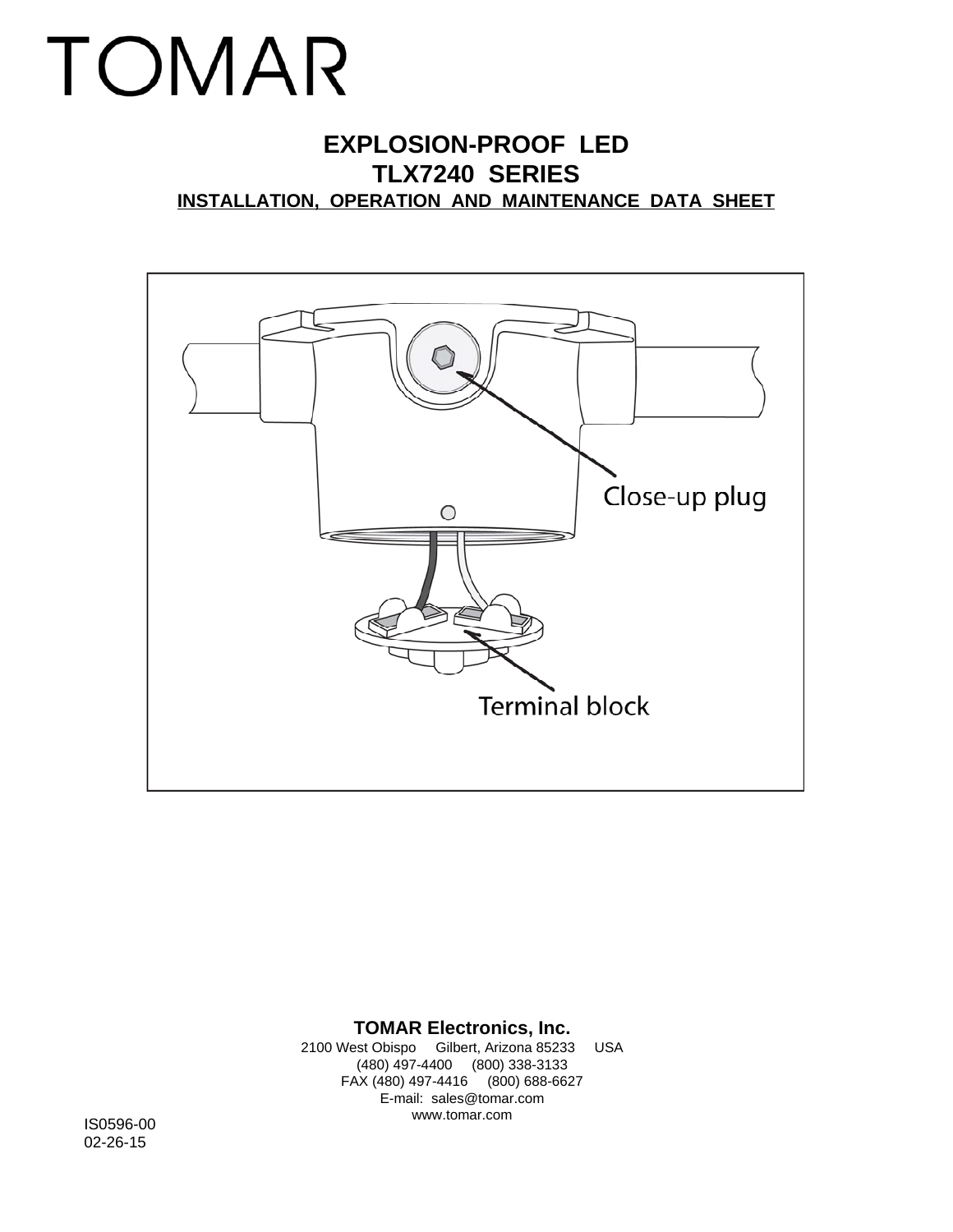# TOMAR

## EXPLOSION-PROOF LED
## TLX7240 SERIES

**INSTALLATION, OPERATION AND MAINTENANCE DATA SHEET**

Close-up plug

Terminal block

**TOMAR Electronics, Inc.**
2100 West Obispo Gilbert, Arizona 85233 USA
(480) 497-4400 (800) 338-3133
FAX (480) 497-4416 (800) 688-6627
E-mail: sales@tomar.com
www.tomar.com

IS0596-00
02-26-15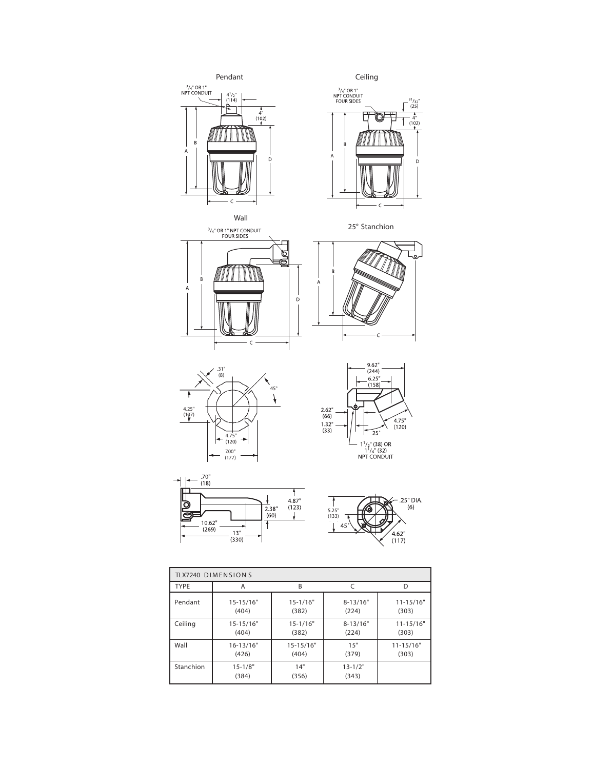Pendant

$^{3}/_{4}$" OR 1" NPT CONDUIT

$4^{1}/_{2}$" (114)

4" (102)

A B C D

Ceiling

$^{3}/_{4}$" OR 1" NPT CONDUIT FOUR SIDES

$^{31}/_{32}$" (25)

4" (102)

A B C D

Wall

$^{3}/_{4}$" OR 1" NPT CONDUIT FOUR SIDES

A B C D

25° Stanchion

A B C

.31" (8)

45°

4.25" (107)

4.75" (120)

7.00" (177)

9.62" (244)

6.25" (158)

2.62" (66)

1.32" (33)

4.75" (120)

25°

$1^{1}/_{2}$" (38) OR $1^{1}/_{4}$" (32) NPT CONDUIT

.70" (18)

4.87" (123)

2.38" (60)

10.62" (269)

13" (330)

5.25" (133)

.25" DIA. (6)

45°

4.62" (117)

| TLX7240 DIMENSIONS | | | | |
|---|---|---|---|---|
| TYPE | A | B | C | D |
| Pendant | 15-15/16" (404) | 15-1/16" (382) | 8-13/16" (224) | 11-15/16" (303) |
| Ceiling | 15-15/16" (404) | 15-1/16" (382) | 8-13/16" (224) | 11-15/16" (303) |
| Wall | 16-13/16" (426) | 15-15/16" (404) | 15" (379) | 11-15/16" (303) |
| Stanchion | 15-1/8" (384) | 14" (356) | 13-1/2" (343) | |